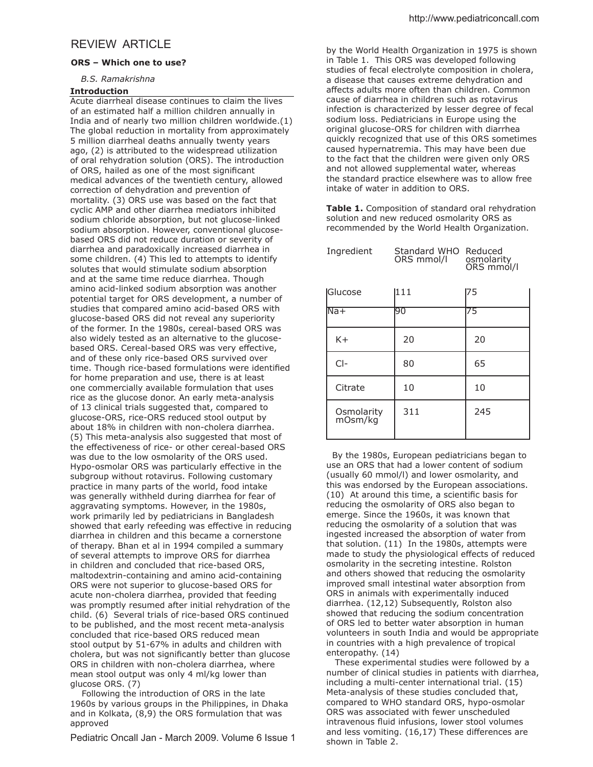# REVIEW ARTICLE

**ORS – Which one to use?**

*B.S. Ramakrishna*

## Introduction

Acute diarrheal disease continues to claim the lives of an estimated half a million children annually in India and of nearly two million children worldwide.(1) The global reduction in mortality from approximately 5 million diarrheal deaths annually twenty years ago, (2) is attributed to the widespread utilization of oral rehydration solution (ORS). The introduction of ORS, hailed as one of the most significant medical advances of the twentieth century, allowed correction of dehydration and prevention of mortality. (3) ORS use was based on the fact that cyclic AMP and other diarrhea mediators inhibited sodium chloride absorption, but not glucose-linked sodium absorption. However, conventional glucose-based ORS did not reduce duration or severity of diarrhea and paradoxically increased diarrhea in some children. (4) This led to attempts to identify solutes that would stimulate sodium absorption and at the same time reduce diarrhea. Though amino acid-linked sodium absorption was another potential target for ORS development, a number of studies that compared amino acid-based ORS with glucose-based ORS did not reveal any superiority of the former. In the 1980s, cereal-based ORS was also widely tested as an alternative to the glucose-based ORS. Cereal-based ORS was very effective, and of these only rice-based ORS survived over time. Though rice-based formulations were identified for home preparation and use, there is at least one commercially available formulation that uses rice as the glucose donor. An early meta-analysis of 13 clinical trials suggested that, compared to glucose-ORS, rice-ORS reduced stool output by about 18% in children with non-cholera diarrhea. (5) This meta-analysis also suggested that most of the effectiveness of rice- or other cereal-based ORS was due to the low osmolarity of the ORS used. Hypo-osmolar ORS was particularly effective in the subgroup without rotavirus. Following customary practice in many parts of the world, food intake was generally withheld during diarrhea for fear of aggravating symptoms. However, in the 1980s, work primarily led by pediatricians in Bangladesh showed that early refeeding was effective in reducing diarrhea in children and this became a cornerstone of therapy. Bhan et al in 1994 compiled a summary of several attempts to improve ORS for diarrhea in children and concluded that rice-based ORS, maltodextrin-containing and amino acid-containing ORS were not superior to glucose-based ORS for acute non-cholera diarrhea, provided that feeding was promptly resumed after initial rehydration of the child. (6) Several trials of rice-based ORS continued to be published, and the most recent meta-analysis concluded that rice-based ORS reduced mean stool output by 51-67% in adults and children with cholera, but was not significantly better than glucose ORS in children with non-cholera diarrhea, where mean stool output was only 4 ml/kg lower than glucose ORS. (7)

Following the introduction of ORS in the late 1960s by various groups in the Philippines, in Dhaka and in Kolkata, (8,9) the ORS formulation that was approved by the World Health Organization in 1975 is shown in Table 1. This ORS was developed following studies of fecal electrolyte composition in cholera, a disease that causes extreme dehydration and affects adults more often than children. Common cause of diarrhea in children such as rotavirus infection is characterized by lesser degree of fecal sodium loss. Pediatricians in Europe using the original glucose-ORS for children with diarrhea quickly recognized that use of this ORS sometimes caused hypernatremia. This may have been due to the fact that the children were given only ORS and not allowed supplemental water, whereas the standard practice elsewhere was to allow free intake of water in addition to ORS.

**Table 1.** Composition of standard oral rehydration solution and new reduced osmolarity ORS as recommended by the World Health Organization.

| Ingredient | Standard WHO ORS mmol/l | Reduced osmolarity ORS mmol/l |
|---|---|---|
| Glucose | 111 | 75 |
| Na+ | 90 | 75 |
| K+ | 20 | 20 |
| Cl- | 80 | 65 |
| Citrate | 10 | 10 |
| Osmolarity mOsm/kg | 311 | 245 |

By the 1980s, European pediatricians began to use an ORS that had a lower content of sodium (usually 60 mmol/l) and lower osmolarity, and this was endorsed by the European associations. (10) At around this time, a scientific basis for reducing the osmolarity of ORS also began to emerge. Since the 1960s, it was known that reducing the osmolarity of a solution that was ingested increased the absorption of water from that solution. (11) In the 1980s, attempts were made to study the physiological effects of reduced osmolarity in the secreting intestine. Rolston and others showed that reducing the osmolarity improved small intestinal water absorption from ORS in animals with experimentally induced diarrhea. (12,12) Subsequently, Rolston also showed that reducing the sodium concentration of ORS led to better water absorption in human volunteers in south India and would be appropriate in countries with a high prevalence of tropical enteropathy. (14)

These experimental studies were followed by a number of clinical studies in patients with diarrhea, including a multi-center international trial. (15) Meta-analysis of these studies concluded that, compared to WHO standard ORS, hypo-osmolar ORS was associated with fewer unscheduled intravenous fluid infusions, lower stool volumes and less vomiting. (16,17) These differences are shown in Table 2.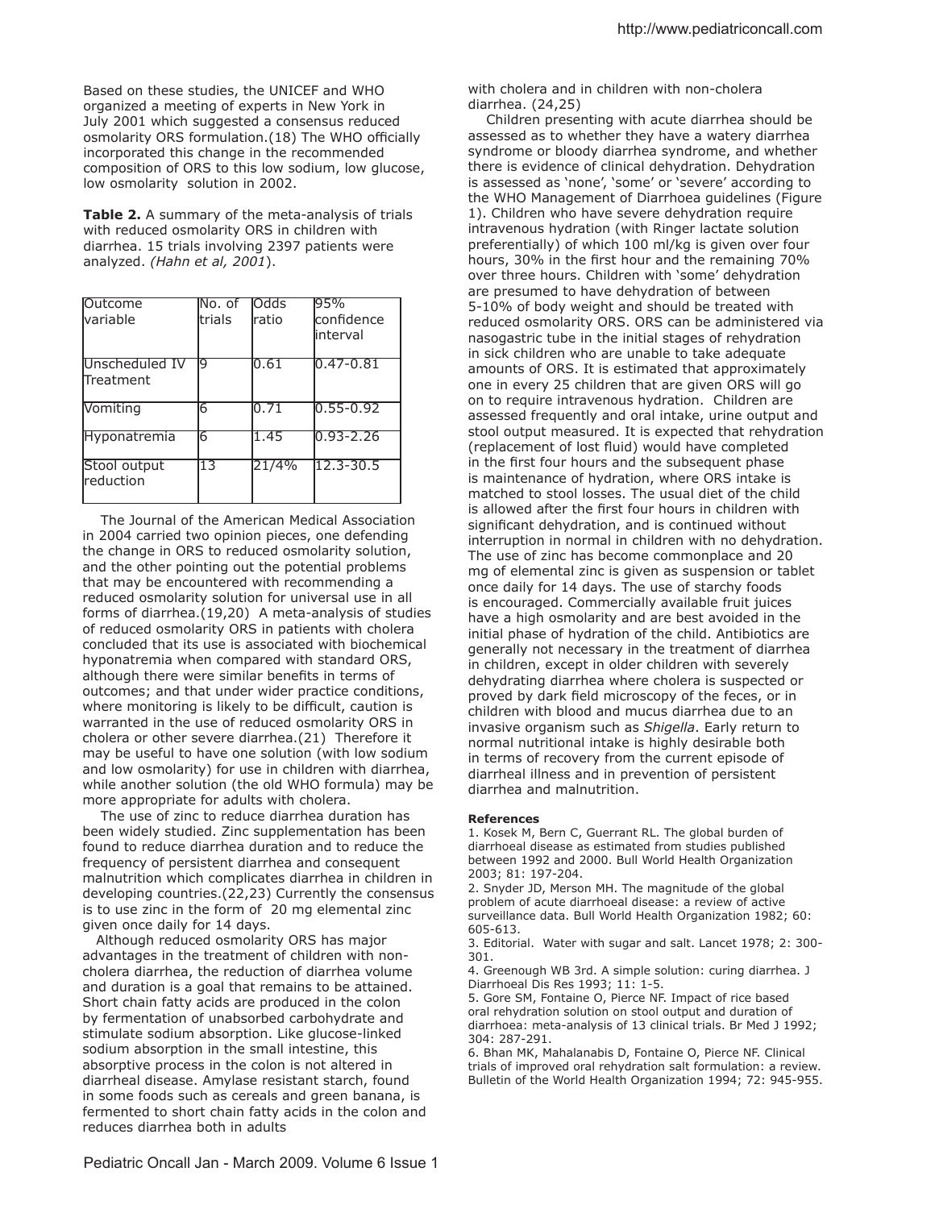Based on these studies, the UNICEF and WHO organized a meeting of experts in New York in July 2001 which suggested a consensus reduced osmolarity ORS formulation.(18) The WHO officially incorporated this change in the recommended composition of ORS to this low sodium, low glucose, low osmolarity solution in 2002.

**Table 2.** A summary of the meta-analysis of trials with reduced osmolarity ORS in children with diarrhea. 15 trials involving 2397 patients were analyzed. *(Hahn et al, 2001*).

| Outcome variable | No. of trials | Odds ratio | 95% confidence interval |
|---|---|---|---|
| Unscheduled IV Treatment | 9 | 0.61 | 0.47-0.81 |
| Vomiting | 6 | 0.71 | 0.55-0.92 |
| Hyponatremia | 6 | 1.45 | 0.93-2.26 |
| Stool output reduction | 13 | 21/4% | 12.3-30.5 |

The Journal of the American Medical Association in 2004 carried two opinion pieces, one defending the change in ORS to reduced osmolarity solution, and the other pointing out the potential problems that may be encountered with recommending a reduced osmolarity solution for universal use in all forms of diarrhea.(19,20) A meta-analysis of studies of reduced osmolarity ORS in patients with cholera concluded that its use is associated with biochemical hyponatremia when compared with standard ORS, although there were similar benefits in terms of outcomes; and that under wider practice conditions, where monitoring is likely to be difficult, caution is warranted in the use of reduced osmolarity ORS in cholera or other severe diarrhea.(21) Therefore it may be useful to have one solution (with low sodium and low osmolarity) for use in children with diarrhea, while another solution (the old WHO formula) may be more appropriate for adults with cholera.

The use of zinc to reduce diarrhea duration has been widely studied. Zinc supplementation has been found to reduce diarrhea duration and to reduce the frequency of persistent diarrhea and consequent malnutrition which complicates diarrhea in children in developing countries.(22,23) Currently the consensus is to use zinc in the form of 20 mg elemental zinc given once daily for 14 days.

Although reduced osmolarity ORS has major advantages in the treatment of children with non-cholera diarrhea, the reduction of diarrhea volume and duration is a goal that remains to be attained. Short chain fatty acids are produced in the colon by fermentation of unabsorbed carbohydrate and stimulate sodium absorption. Like glucose-linked sodium absorption in the small intestine, this absorptive process in the colon is not altered in diarrheal disease. Amylase resistant starch, found in some foods such as cereals and green banana, is fermented to short chain fatty acids in the colon and reduces diarrhea both in adults with cholera and in children with non-cholera diarrhea. (24,25)

Children presenting with acute diarrhea should be assessed as to whether they have a watery diarrhea syndrome or bloody diarrhea syndrome, and whether there is evidence of clinical dehydration. Dehydration is assessed as 'none', 'some' or 'severe' according to the WHO Management of Diarrhoea guidelines (Figure 1). Children who have severe dehydration require intravenous hydration (with Ringer lactate solution preferentially) of which 100 ml/kg is given over four hours, 30% in the first hour and the remaining 70% over three hours. Children with 'some' dehydration are presumed to have dehydration of between 5-10% of body weight and should be treated with reduced osmolarity ORS. ORS can be administered via nasogastric tube in the initial stages of rehydration in sick children who are unable to take adequate amounts of ORS. It is estimated that approximately one in every 25 children that are given ORS will go on to require intravenous hydration. Children are assessed frequently and oral intake, urine output and stool output measured. It is expected that rehydration (replacement of lost fluid) would have completed in the first four hours and the subsequent phase is maintenance of hydration, where ORS intake is matched to stool losses. The usual diet of the child is allowed after the first four hours in children with significant dehydration, and is continued without interruption in normal in children with no dehydration. The use of zinc has become commonplace and 20 mg of elemental zinc is given as suspension or tablet once daily for 14 days. The use of starchy foods is encouraged. Commercially available fruit juices have a high osmolarity and are best avoided in the initial phase of hydration of the child. Antibiotics are generally not necessary in the treatment of diarrhea in children, except in older children with severely dehydrating diarrhea where cholera is suspected or proved by dark field microscopy of the feces, or in children with blood and mucus diarrhea due to an invasive organism such as *Shigella*. Early return to normal nutritional intake is highly desirable both in terms of recovery from the current episode of diarrheal illness and in prevention of persistent diarrhea and malnutrition.

**References**

1. Kosek M, Bern C, Guerrant RL. The global burden of diarrhoeal disease as estimated from studies published between 1992 and 2000. Bull World Health Organization 2003; 81: 197-204.
2. Snyder JD, Merson MH. The magnitude of the global problem of acute diarrhoeal disease: a review of active surveillance data. Bull World Health Organization 1982; 60: 605-613.
3. Editorial. Water with sugar and salt. Lancet 1978; 2: 300-301.
4. Greenough WB 3rd. A simple solution: curing diarrhea. J Diarrhoeal Dis Res 1993; 11: 1-5.
5. Gore SM, Fontaine O, Pierce NF. Impact of rice based oral rehydration solution on stool output and duration of diarrhoea: meta-analysis of 13 clinical trials. Br Med J 1992; 304: 287-291.
6. Bhan MK, Mahalanabis D, Fontaine O, Pierce NF. Clinical trials of improved oral rehydration salt formulation: a review. Bulletin of the World Health Organization 1994; 72: 945-955.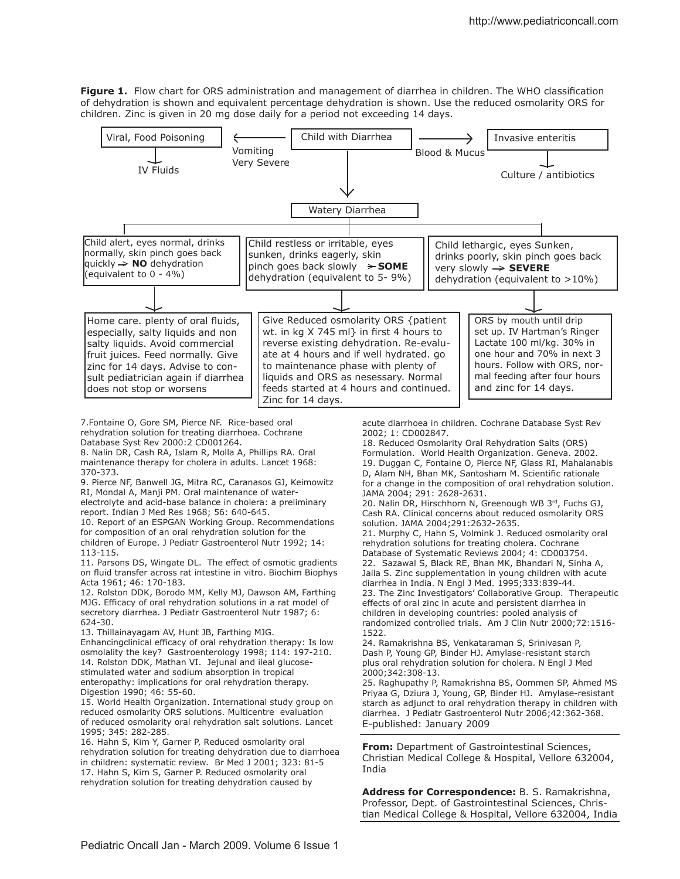**Figure 1.** Flow chart for ORS administration and management of diarrhea in children. The WHO classification of dehydration is shown and equivalent percentage dehydration is shown. Use the reduced osmolarity ORS for children. Zinc is given in 20 mg dose daily for a period not exceeding 14 days.

Child with Diarrhea

Vomiting Very Severe → Viral, Food Poisoning → IV Fluids

Blood & Mucus → Invasive enteritis → Culture / antibiotics

Watery Diarrhea

Child alert, eyes normal, drinks normally, skin pinch goes back quickly → **NO** dehydration (equivalent to 0 - 4%)

→ Home care. plenty of oral fluids, especially, salty liquids and non salty liquids. Avoid commercial fruit juices. Feed normally. Give zinc for 14 days. Advise to consult pediatrician again if diarrhea does not stop or worsens

Child restless or irritable, eyes sunken, drinks eagerly, skin pinch goes back slowly → **SOME** dehydration (equivalent to 5- 9%)

→ Give Reduced osmolarity ORS {patient wt. in kg X 745 ml} in first 4 hours to reverse existing dehydration. Re-evaluate at 4 hours and if well hydrated. go to maintenance phase with plenty of liquids and ORS as nesessary. Normal feeds started at 4 hours and continued. Zinc for 14 days.

Child lethargic, eyes Sunken, drinks poorly, skin pinch goes back very slowly → **SEVERE** dehydration (equivalent to >10%)

→ ORS by mouth until drip set up. IV Hartman's Ringer Lactate 100 ml/kg. 30% in one hour and 70% in next 3 hours. Follow with ORS, normal feeding after four hours and zinc for 14 days.

7. Fontaine O, Gore SM, Pierce NF. Rice-based oral rehydration solution for treating diarrhoea. Cochrane Database Syst Rev 2000:2 CD001264.
8. Nalin DR, Cash RA, Islam R, Molla A, Phillips RA. Oral maintenance therapy for cholera in adults. Lancet 1968: 370-373.
9. Pierce NF, Banwell JG, Mitra RC, Caranasos GJ, Keimowitz RI, Mondal A, Manji PM. Oral maintenance of water-electrolyte and acid-base balance in cholera: a preliminary report. Indian J Med Res 1968; 56: 640-645.
10. Report of an ESPGAN Working Group. Recommendations for composition of an oral rehydration solution for the children of Europe. J Pediatr Gastroenterol Nutr 1992; 14: 113-115.
11. Parsons DS, Wingate DL. The effect of osmotic gradients on fluid transfer across rat intestine in vitro. Biochim Biophys Acta 1961; 46: 170-183.
12. Rolston DDK, Borodo MM, Kelly MJ, Dawson AM, Farthing MJG. Efficacy of oral rehydration solutions in a rat model of secretory diarrhea. J Pediatr Gastroenterol Nutr 1987; 6: 624-30.
13. Thillainayagam AV, Hunt JB, Farthing MJG. Enhancingclinical efficacy of oral rehydration therapy: Is low osmolality the key? Gastroenterology 1998; 114: 197-210.
14. Rolston DDK, Mathan VI. Jejunal and ileal glucose-stimulated water and sodium absorption in tropical enteropathy: implications for oral rehydration therapy. Digestion 1990; 46: 55-60.
15. World Health Organization. International study group on reduced osmolarity ORS solutions. Multicentre evaluation of reduced osmolarity oral rehydration salt solutions. Lancet 1995; 345: 282-285.
16. Hahn S, Kim Y, Garner P, Reduced osmolarity oral rehydration solution for treating dehydration due to diarrhoea in children: systematic review. Br Med J 2001; 323: 81-5
17. Hahn S, Kim S, Garner P. Reduced osmolarity oral rehydration solution for treating dehydration caused by acute diarrhoea in children. Cochrane Database Syst Rev 2002; 1: CD002847.
18. Reduced Osmolarity Oral Rehydration Salts (ORS) Formulation. World Health Organization. Geneva. 2002.
19. Duggan C, Fontaine O, Pierce NF, Glass RI, Mahalanabis D, Alam NH, Bhan MK, Santosham M. Scientific rationale for a change in the composition of oral rehydration solution. JAMA 2004; 291: 2628-2631.
20. Nalin DR, Hirschhorn N, Greenough WB 3rd, Fuchs GJ, Cash RA. Clinical concerns about reduced osmolarity ORS solution. JAMA 2004;291:2632-2635.
21. Murphy C, Hahn S, Volmink J. Reduced osmolarity oral rehydration solutions for treating cholera. Cochrane Database of Systematic Reviews 2004; 4: CD003754.
22. Sazawal S, Black RE, Bhan MK, Bhandari N, Sinha A, Jalla S. Zinc supplementation in young children with acute diarrhea in India. N Engl J Med. 1995;333:839-44.
23. The Zinc Investigators' Collaborative Group. Therapeutic effects of oral zinc in acute and persistent diarrhea in children in developing countries: pooled analysis of randomized controlled trials. Am J Clin Nutr 2000;72:1516-1522.
24. Ramakrishna BS, Venkataraman S, Srinivasan P, Dash P, Young GP, Binder HJ. Amylase-resistant starch plus oral rehydration solution for cholera. N Engl J Med 2000;342:308-13.
25. Raghupathy P, Ramakrishna BS, Oommen SP, Ahmed MS Priyaa G, Dziura J, Young, GP, Binder HJ. Amylase-resistant starch as adjunct to oral rehydration therapy in children with diarrhea. J Pediatr Gastroenterol Nutr 2006;42:362-368.

E-published: January 2009

**From:** Department of Gastrointestinal Sciences, Christian Medical College & Hospital, Vellore 632004, India

**Address for Correspondence:** B. S. Ramakrishna, Professor, Dept. of Gastrointestinal Sciences, Christian Medical College & Hospital, Vellore 632004, India